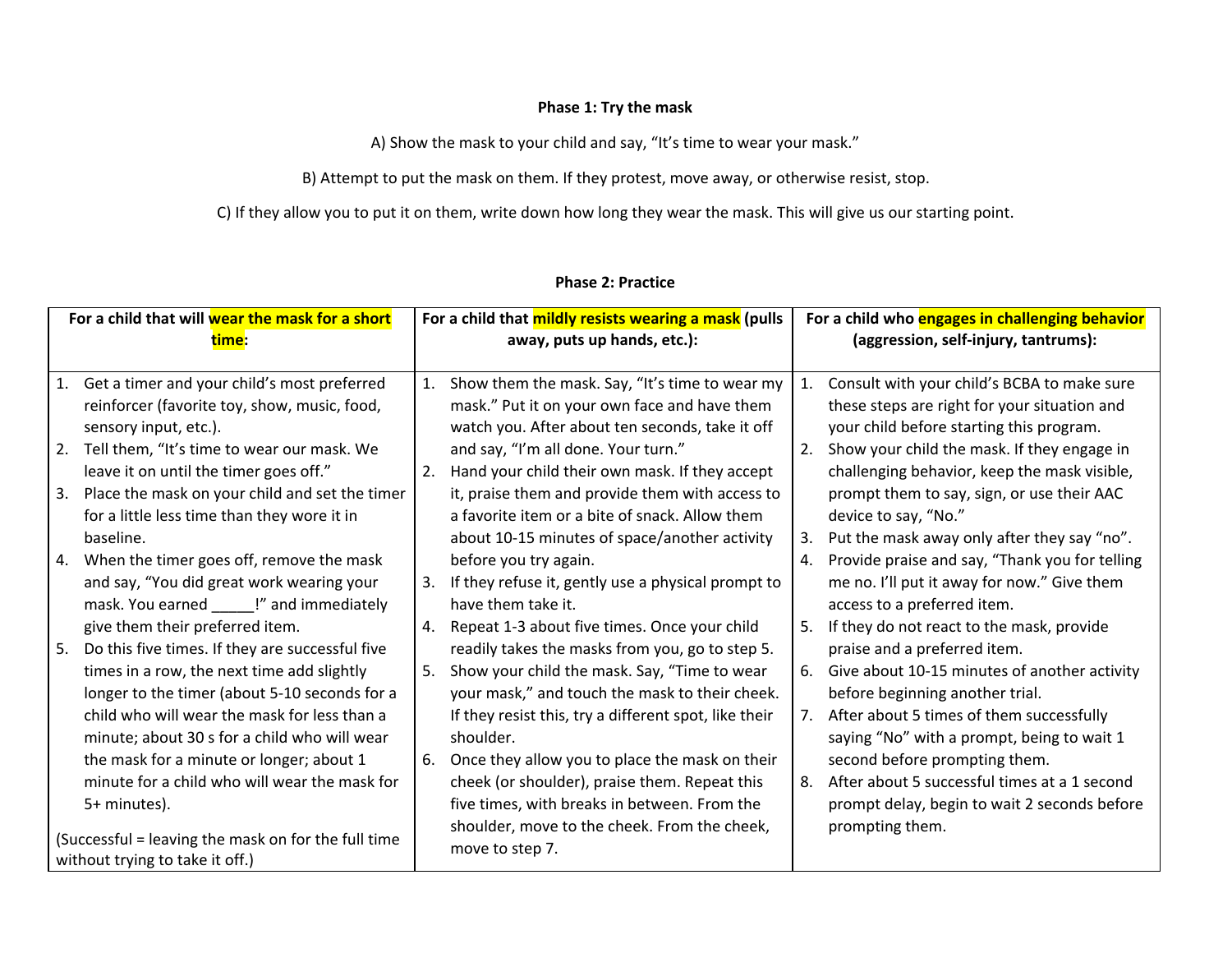**Phase 1: Try the mask**

A) Show the mask to your child and say, “It’s time to wear your mask.”

B) Attempt to put the mask on them. If they protest, move away, or otherwise resist, stop.

C) If they allow you to put it on them, write down how long they wear the mask. This will give us our starting point.

**Phase 2: Practice**

| For a child that will wear the mask for a short time: | For a child that mildly resists wearing a mask (pulls away, puts up hands, etc.): | For a child who engages in challenging behavior (aggression, self-injury, tantrums): |
|---|---|---|
| 1. Get a timer and your child’s most preferred reinforcer (favorite toy, show, music, food, sensory input, etc.).<br>2. Tell them, “It’s time to wear our mask. We leave it on until the timer goes off.”<br>3. Place the mask on your child and set the timer for a little less time than they wore it in baseline.<br>4. When the timer goes off, remove the mask and say, “You did great work wearing your mask. You earned _____!” and immediately give them their preferred item.<br>5. Do this five times. If they are successful five times in a row, the next time add slightly longer to the timer (about 5-10 seconds for a child who will wear the mask for less than a minute; about 30 s for a child who will wear the mask for a minute or longer; about 1 minute for a child who will wear the mask for 5+ minutes).<br><br>(Successful = leaving the mask on for the full time without trying to take it off.) | 1. Show them the mask. Say, “It’s time to wear my mask.” Put it on your own face and have them watch you. After about ten seconds, take it off and say, “I’m all done. Your turn.”<br>2. Hand your child their own mask. If they accept it, praise them and provide them with access to a favorite item or a bite of snack. Allow them about 10-15 minutes of space/another activity before you try again.<br>3. If they refuse it, gently use a physical prompt to have them take it.<br>4. Repeat 1-3 about five times. Once your child readily takes the masks from you, go to step 5.<br>5. Show your child the mask. Say, “Time to wear your mask,” and touch the mask to their cheek. If they resist this, try a different spot, like their shoulder.<br>6. Once they allow you to place the mask on their cheek (or shoulder), praise them. Repeat this five times, with breaks in between. From the shoulder, move to the cheek. From the cheek, move to step 7. | 1. Consult with your child’s BCBA to make sure these steps are right for your situation and your child before starting this program.<br>2. Show your child the mask. If they engage in challenging behavior, keep the mask visible, prompt them to say, sign, or use their AAC device to say, “No.”<br>3. Put the mask away only after they say “no”.<br>4. Provide praise and say, “Thank you for telling me no. I’ll put it away for now.” Give them access to a preferred item.<br>5. If they do not react to the mask, provide praise and a preferred item.<br>6. Give about 10-15 minutes of another activity before beginning another trial.<br>7. After about 5 times of them successfully saying “No” with a prompt, being to wait 1 second before prompting them.<br>8. After about 5 successful times at a 1 second prompt delay, begin to wait 2 seconds before prompting them. |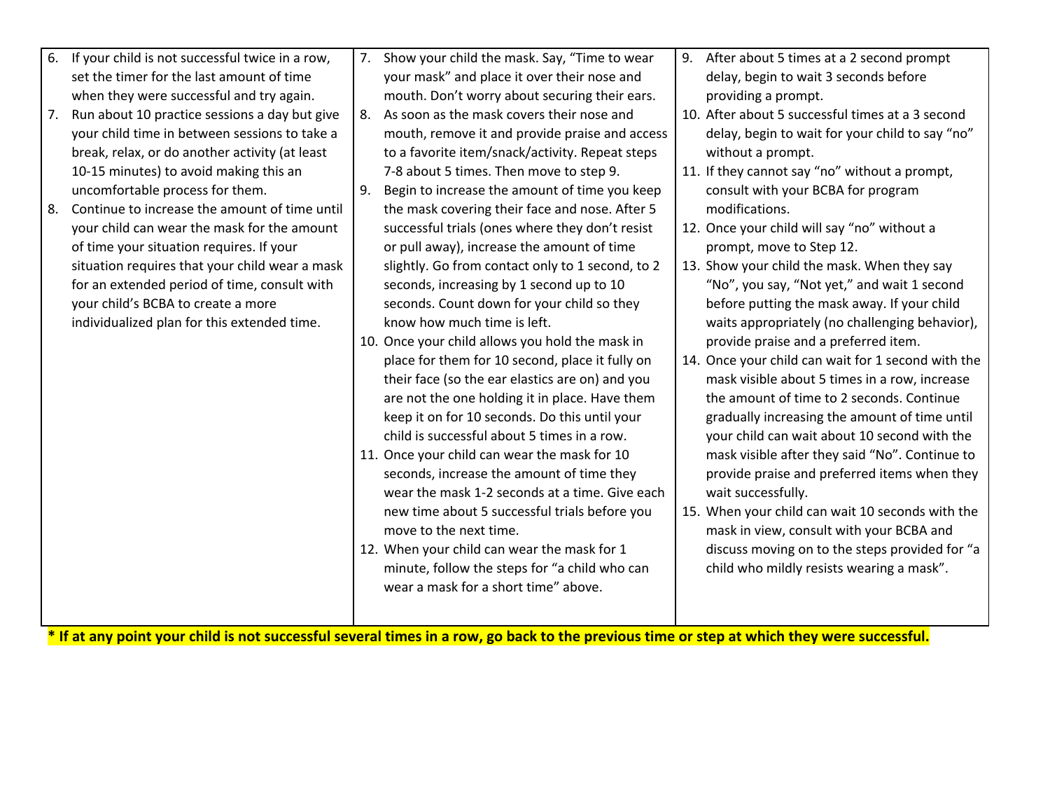| | | |
|---|---|---|
| 6. If your child is not successful twice in a row, set the timer for the last amount of time when they were successful and try again.<br>7. Run about 10 practice sessions a day but give your child time in between sessions to take a break, relax, or do another activity (at least 10-15 minutes) to avoid making this an uncomfortable process for them.<br>8. Continue to increase the amount of time until your child can wear the mask for the amount of time your situation requires. If your situation requires that your child wear a mask for an extended period of time, consult with your child's BCBA to create a more individualized plan for this extended time. | 7. Show your child the mask. Say, "Time to wear your mask" and place it over their nose and mouth. Don't worry about securing their ears.<br>8. As soon as the mask covers their nose and mouth, remove it and provide praise and access to a favorite item/snack/activity. Repeat steps 7-8 about 5 times. Then move to step 9.<br>9. Begin to increase the amount of time you keep the mask covering their face and nose. After 5 successful trials (ones where they don't resist or pull away), increase the amount of time slightly. Go from contact only to 1 second, to 2 seconds, increasing by 1 second up to 10 seconds. Count down for your child so they know how much time is left.<br>10. Once your child allows you hold the mask in place for them for 10 second, place it fully on their face (so the ear elastics are on) and you are not the one holding it in place. Have them keep it on for 10 seconds. Do this until your child is successful about 5 times in a row.<br>11. Once your child can wear the mask for 10 seconds, increase the amount of time they wear the mask 1-2 seconds at a time. Give each new time about 5 successful trials before you move to the next time.<br>12. When your child can wear the mask for 1 minute, follow the steps for "a child who can wear a mask for a short time" above. | 9. After about 5 times at a 2 second prompt delay, begin to wait 3 seconds before providing a prompt.<br>10. After about 5 successful times at a 3 second delay, begin to wait for your child to say "no" without a prompt.<br>11. If they cannot say "no" without a prompt, consult with your BCBA for program modifications.<br>12. Once your child will say "no" without a prompt, move to Step 12.<br>13. Show your child the mask. When they say "No", you say, "Not yet," and wait 1 second before putting the mask away. If your child waits appropriately (no challenging behavior), provide praise and a preferred item.<br>14. Once your child can wait for 1 second with the mask visible about 5 times in a row, increase the amount of time to 2 seconds. Continue gradually increasing the amount of time until your child can wait about 10 second with the mask visible after they said "No". Continue to provide praise and preferred items when they wait successfully.<br>15. When your child can wait 10 seconds with the mask in view, consult with your BCBA and discuss moving on to the steps provided for "a child who mildly resists wearing a mask". |

**\* If at any point your child is not successful several times in a row, go back to the previous time or step at which they were successful.**